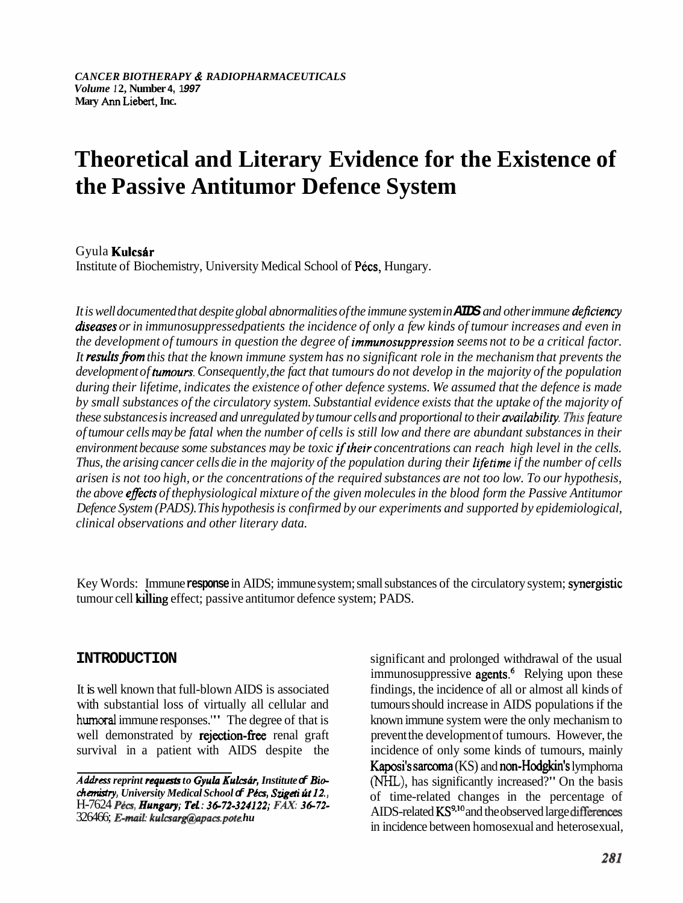# Theoretical and Literary Evidence for the Existence of the Passive Antitumor Defence System

Gyula Kulcsár
Institute of Biochemistry, University Medical School of Pécs, Hungary.

*It is well documented that despite global abnormalities of the immune system in AIDS and other immune deficiency diseases or in immunosuppressed patients the incidence of only a few kinds of tumour increases and even in the development of tumours in question the degree of immunosuppression seems not to be a critical factor. It results from this that the known immune system has no significant role in the mechanism that prevents the development of tumours. Consequently, the fact that tumours do not develop in the majority of the population during their lifetime, indicates the existence of other defence systems. We assumed that the defence is made by small substances of the circulatory system. Substantial evidence exists that the uptake of the majority of these substances is increased and unregulated by tumour cells and proportional to their availability. This feature of tumour cells may be fatal when the number of cells is still low and there are abundant substances in their environment because some substances may be toxic if their concentrations can reach high level in the cells. Thus, the arising cancer cells die in the majority of the population during their lifetime if the number of cells arisen is not too high, or the concentrations of the required substances are not too low. To our hypothesis, the above effects of the physiological mixture of the given molecules in the blood form the Passive Antitumor Defence System (PADS). This hypothesis is confirmed by our experiments and supported by epidemiological, clinical observations and other literary data.*

Key Words: Immune response in AIDS; immune system; small substances of the circulatory system; synergistic tumour cell killing effect; passive antitumor defence system; PADS.

## INTRODUCTION

It is well known that full-blown AIDS is associated with substantial loss of virtually all cellular and humoral immune responses.[1-5] The degree of that is well demonstrated by rejection-free renal graft survival in a patient with AIDS despite the significant and prolonged withdrawal of the usual immunosuppressive agents.[6] Relying upon these findings, the incidence of all or almost all kinds of tumours should increase in AIDS populations if the known immune system were the only mechanism to prevent the development of tumours. However, the incidence of only some kinds of tumours, mainly Kaposi's sarcoma (KS) and non-Hodgkin's lymphoma (NHL), has significantly increased?[7,8] On the basis of time-related changes in the percentage of AIDS-related KS[9,10] and the observed large differences in incidence between homosexual and heterosexual,

*Address reprint requests to Gyula Kulcsár, Institute of Biochemistry, University Medical School of Pécs, Szigeti út 12., H-7624 Pécs, Hungary; Tel.: 36-72-324122; FAX: 36-72-326466; E-mail: kulcsarg@apacs.pote.hu*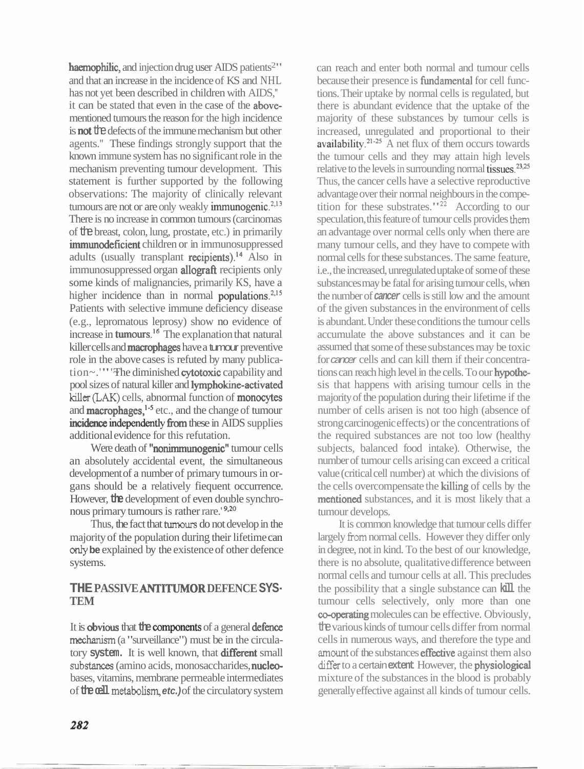haemophilic, and injection drug user AIDS patients[2]'' and that an increase in the incidence of KS and NHL has not yet been described in children with AIDS," it can be stated that even in the case of the above-mentioned tumours the reason for the high incidence is not the defects of the immune mechanism but other agents." These findings strongly support that the known immune system has no significant role in the mechanism preventing tumour development. This statement is further supported by the following observations: The majority of clinically relevant tumours are not or are only weakly immunogenic.[2,13] There is no increase in common tumours (carcinomas of the breast, colon, lung, prostate, etc.) in primarily immunodeficient children or in immunosuppressed adults (usually transplant recipients).[14] Also in immunosuppressed organ allograft recipients only some kinds of malignancies, primarily KS, have a higher incidence than in normal populations.[2,15] Patients with selective immune deficiency disease (e.g., lepromatous leprosy) show no evidence of increase in tumours.[16] The explanation that natural killer cells and macrophages have a tumour preventive role in the above cases is refuted by many publications.''''The diminished cytotoxic capability and pool sizes of natural killer and lymphokine-activated killer (LAK) cells, abnormal function of monocytes and macrophages,[1-5] etc., and the change of tumour incidence independently from these in AIDS supplies additional evidence for this refutation.

Were death of "nonimmunogenic" tumour cells an absolutely accidental event, the simultaneous development of a number of primary tumours in organs should be a relatively fiequent occurrence. However, the development of even double synchronous primary tumours is rather rare.'[9,20]

Thus, the fact that tumours do not develop in the majority of the population during their lifetime can only be explained by the existence of other defence systems.

## THE PASSIVE ANTITUMOR DEFENCE SYSTEM

It is obvious that the components of a general defence mechanism (a "surveillance") must be in the circulatory system. It is well known, that different small substances (amino acids, monosaccharides, nucleobases, vitamins, membrane permeable intermediates of the cell metabolism, *etc.)* of the circulatory system can reach and enter both normal and tumour cells because their presence is fundamental for cell functions. Their uptake by normal cells is regulated, but there is abundant evidence that the uptake of the majority of these substances by tumour cells is increased, unregulated and proportional to their availability.[21-25] A net flux of them occurs towards the tumour cells and they may attain high levels relative to the levels in surrounding normal tissues.[23,25] Thus, the cancer cells have a selective reproductive advantage over their normal neighbours in the competition for these substrates.''[22] According to our speculation, this feature of tumour cells provides them an advantage over normal cells only when there are many tumour cells, and they have to compete with normal cells for these substances. The same feature, i.e., the increased, unregulated uptake of some of these substances may be fatal for arising tumour cells, when the number of *cancer* cells is still low and the amount of the given substances in the environment of cells is abundant. Under these conditions the tumour cells accumulate the above substances and it can be assumed that some of these substances may be toxic for *cancer* cells and can kill them if their concentrations can reach high level in the cells. To our hypothesis that happens with arising tumour cells in the majority of the population during their lifetime if the number of cells arisen is not too high (absence of strong carcinogenic effects) or the concentrations of the required substances are not too low (healthy subjects, balanced food intake). Otherwise, the number of tumour cells arising can exceed a critical value (critical cell number) at which the divisions of the cells overcompensate the killing of cells by the mentioned substances, and it is most likely that a tumour develops.

It is common knowledge that tumour cells differ largely from normal cells. However they differ only in degree, not in kind. To the best of our knowledge, there is no absolute, qualitative difference between normal cells and tumour cells at all. This precludes the possibility that a single substance can kill the tumour cells selectively, only more than one co-operating molecules can be effective. Obviously, the various kinds of tumour cells differ from normal cells in numerous ways, and therefore the type and amount of the substances effective against them also differ to a certain extent. However, the physiological mixture of the substances in the blood is probably generally effective against all kinds of tumour cells.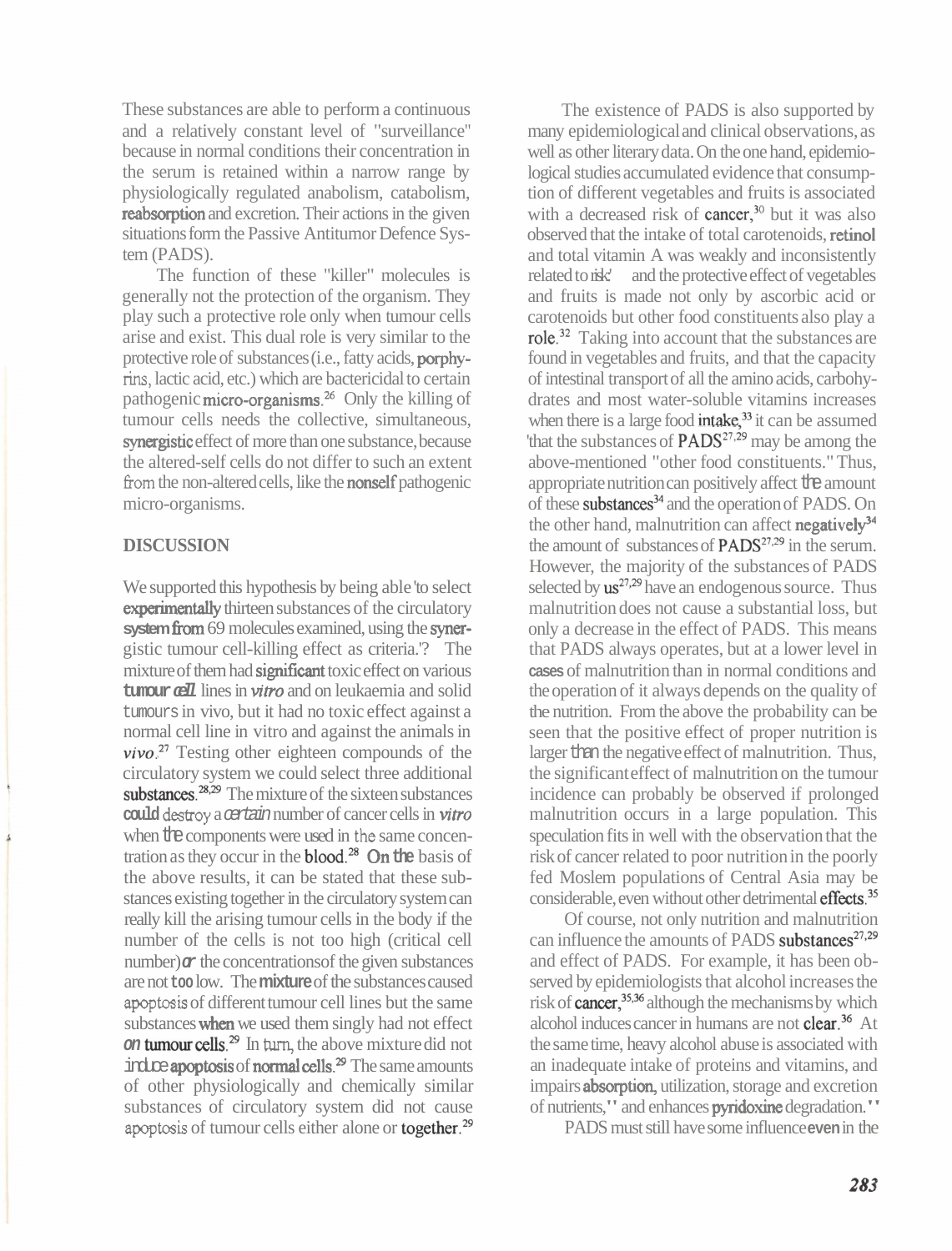These substances are able to perform a continuous and a relatively constant level of "surveillance" because in normal conditions their concentration in the serum is retained within a narrow range by physiologically regulated anabolism, catabolism, reabsorption and excretion. Their actions in the given situations form the Passive Antitumor Defence System (PADS).

The function of these "killer" molecules is generally not the protection of the organism. They play such a protective role only when tumour cells arise and exist. This dual role is very similar to the protective role of substances (i.e., fatty acids, porphyrins, lactic acid, etc.) which are bactericidal to certain pathogenic micro-organisms.[26] Only the killing of tumour cells needs the collective, simultaneous, synergistic effect of more than one substance, because the altered-self cells do not differ to such an extent from the non-altered cells, like the nonself pathogenic micro-organisms.

## DISCUSSION

We supported this hypothesis by being able to select experimentally thirteen substances of the circulatory system from 69 molecules examined, using the synergistic tumour cell-killing effect as criteria.'? The mixture of them had significant toxic effect on various tumour cell lines in *vitro* and on leukaemia and solid tumours in vivo, but it had no toxic effect against a normal cell line in vitro and against the animals in *vivo*.[27] Testing other eighteen compounds of the circulatory system we could select three additional substances.[28,29] The mixture of the sixteen substances could destroy a certain number of cancer cells in *vitro* when the components were used in the same concentration as they occur in the blood.[28] On the basis of the above results, it can be stated that these substances existing together in the circulatory system can really kill the arising tumour cells in the body if the number of the cells is not too high (critical cell number) or the concentrations of the given substances are not too low. The mixture of the substances caused apoptosis of different tumour cell lines but the same substances when we used them singly had not effect on tumour cells.[29] In turn, the above mixture did not induce apoptosis of normal cells.[29] The same amounts of other physiologically and chemically similar substances of circulatory system did not cause apoptosis of tumour cells either alone or together.[29]

The existence of PADS is also supported by many epidemiological and clinical observations, as well as other literary data. On the one hand, epidemiological studies accumulated evidence that consumption of different vegetables and fruits is associated with a decreased risk of cancer,[30] but it was also observed that the intake of total carotenoids, retinol and total vitamin A was weakly and inconsistently related to risk' and the protective effect of vegetables and fruits is made not only by ascorbic acid or carotenoids but other food constituents also play a role.[32] Taking into account that the substances are found in vegetables and fruits, and that the capacity of intestinal transport of all the amino acids, carbohydrates and most water-soluble vitamins increases when there is a large food intake,[33] it can be assumed that the substances of PADS[27,29] may be among the above-mentioned "other food constituents." Thus, appropriate nutrition can positively affect the amount of these substances[34] and the operation of PADS. On the other hand, malnutrition can affect negatively[34] the amount of substances of PADS[27,29] in the serum. However, the majority of the substances of PADS selected by us[27,29] have an endogenous source. Thus malnutrition does not cause a substantial loss, but only a decrease in the effect of PADS. This means that PADS always operates, but at a lower level in cases of malnutrition than in normal conditions and the operation of it always depends on the quality of the nutrition. From the above the probability can be seen that the positive effect of proper nutrition is larger than the negative effect of malnutrition. Thus, the significant effect of malnutrition on the tumour incidence can probably be observed if prolonged malnutrition occurs in a large population. This speculation fits in well with the observation that the risk of cancer related to poor nutrition in the poorly fed Moslem populations of Central Asia may be considerable, even without other detrimental effects.[35]

Of course, not only nutrition and malnutrition can influence the amounts of PADS substances[27,29] and effect of PADS. For example, it has been observed by epidemiologists that alcohol increases the risk of cancer,[35,36] although the mechanisms by which alcohol induces cancer in humans are not clear.[36] At the same time, heavy alcohol abuse is associated with an inadequate intake of proteins and vitamins, and impairs absorption, utilization, storage and excretion of nutrients,'' and enhances pyridoxine degradation.''

PADS must still have some influence even in the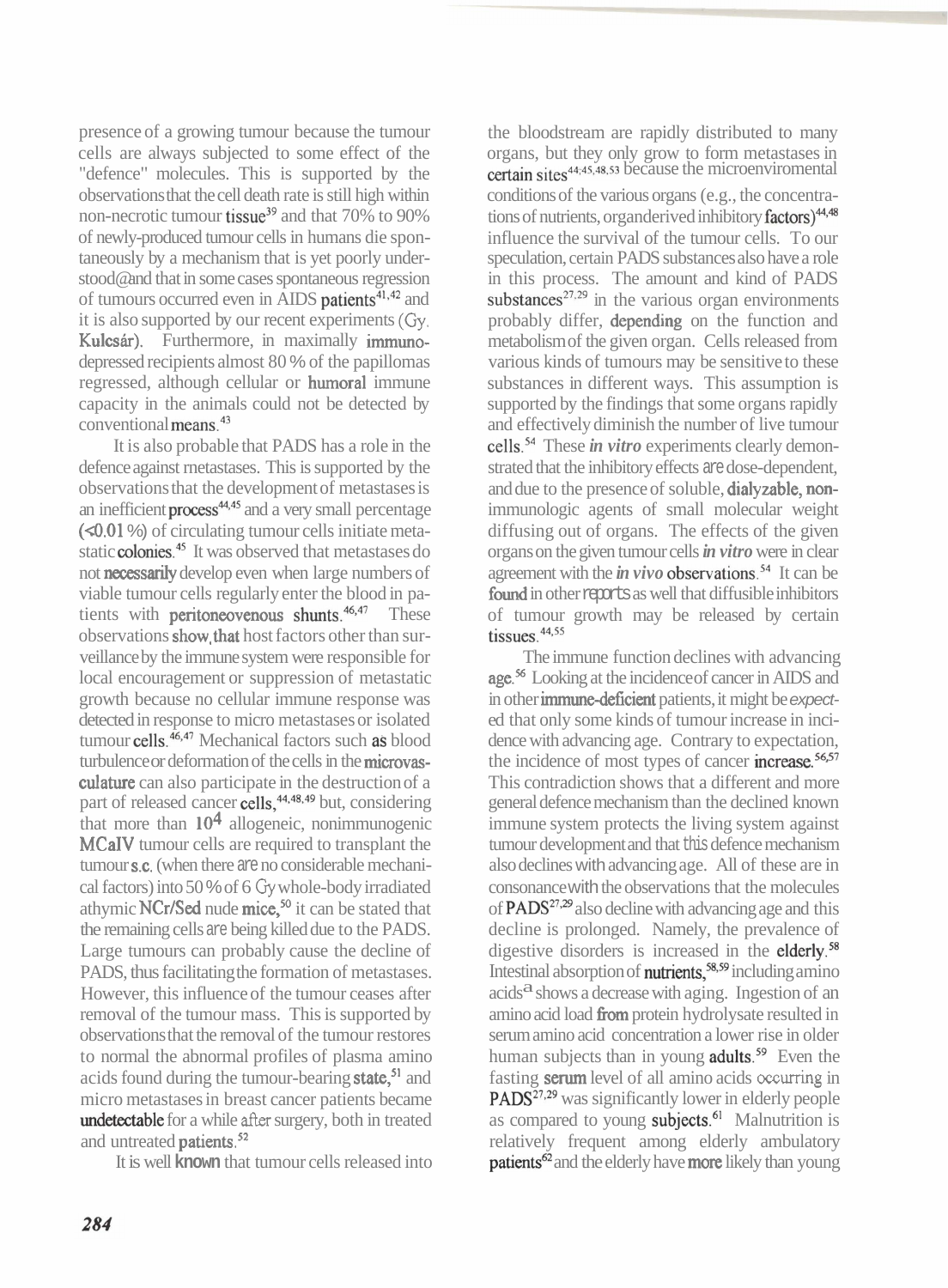presence of a growing tumour because the tumour cells are always subjected to some effect of the "defence" molecules. This is supported by the observations that the cell death rate is still high within non-necrotic tumour tissue[39] and that 70% to 90% of newly-produced tumour cells in humans die spontaneously by a mechanism that is yet poorly understood@and that in some cases spontaneous regression of tumours occurred even in AIDS patients[41,42] and it is also supported by our recent experiments (Gy. Kulcsár). Furthermore, in maximally immunodepressed recipients almost 80 % of the papillomas regressed, although cellular or humoral immune capacity in the animals could not be detected by conventional means.[43]

It is also probable that PADS has a role in the defence against rnetastases. This is supported by the observations that the development of metastases is an inefficient process[44,45] and a very small percentage (<0.01 %) of circulating tumour cells initiate metastatic colonies.[45] It was observed that metastases do not necessarily develop even when large numbers of viable tumour cells regularly enter the blood in patients with peritoneovenous shunts.[46,47] These observations show,that host factors other than surveillance by the immune system were responsible for local encouragement or suppression of metastatic growth because no cellular immune response was detected in response to micro metastases or isolated tumour cells.[46,47] Mechanical factors such as blood turbulence or deformation of the cells in the microvasculature can also participate in the destruction of a part of released cancer cells,[44,48,49] but, considering that more than $10^4$ allogeneic, nonimmunogenic MCaIV tumour cells are required to transplant the tumour s.c. (when there are no considerable mechanical factors) into 50 % of 6 Gy whole-body irradiated athymic NCr/Sed nude mice,[50] it can be stated that the remaining cells are being killed due to the PADS. Large tumours can probably cause the decline of PADS, thus facilitating the formation of metastases. However, this influence of the tumour mass ceases after removal of the tumour mass. This is supported by observations that the removal of the tumour restores to normal the abnormal profiles of plasma amino acids found during the tumour-bearing state,[51] and micro metastases in breast cancer patients became undetectable for a while after surgery, both in treated and untreated patients.[52]

It is well known that tumour cells released into the bloodstream are rapidly distributed to many organs, but they only grow to form metastases in certain sites[44,45,48,53] because the microenviromental conditions of the various organs (e.g., the concentrations of nutrients, organderived inhibitory factors)[44,48] influence the survival of the tumour cells. To our speculation, certain PADS substances also have a role in this process. The amount and kind of PADS substances[27,29] in the various organ environments probably differ, depending on the function and metabolism of the given organ. Cells released from various kinds of tumours may be sensitive to these substances in different ways. This assumption is supported by the findings that some organs rapidly and effectively diminish the number of live tumour cells.[54] These *in vitro* experiments clearly demonstrated that the inhibitory effects are dose-dependent, and due to the presence of soluble, dialyzable, non-immunologic agents of small molecular weight diffusing out of organs. The effects of the given organs on the given tumour cells *in vitro* were in clear agreement with the *in vivo* observations.[54] It can be found in other reports as well that diffusible inhibitors of tumour growth may be released by certain tissues.[44,55]

The immune function declines with advancing age.[56] Looking at the incidence of cancer in AIDS and in other immune-deficient patients, it might be *expected* that only some kinds of tumour increase in incidence with advancing age. Contrary to expectation, the incidence of most types of cancer increase.[56,57] This contradiction shows that a different and more general defence mechanism than the declined known immune system protects the living system against tumour development and that this defence mechanism also declines with advancing age. All of these are in consonance with the observations that the molecules of PADS[27,29] also decline with advancing age and this decline is prolonged. Namely, the prevalence of digestive disorders is increased in the elderly.[58] Intestinal absorption of nutrients,[58,59] including amino acids[a] shows a decrease with aging. Ingestion of an amino acid load from protein hydrolysate resulted in serum amino acid concentration a lower rise in older human subjects than in young adults.[59] Even the fasting serum level of all amino acids occurring in PADS[27,29] was significantly lower in elderly people as compared to young subjects.[61] Malnutrition is relatively frequent among elderly ambulatory patients[62] and the elderly have more likely than young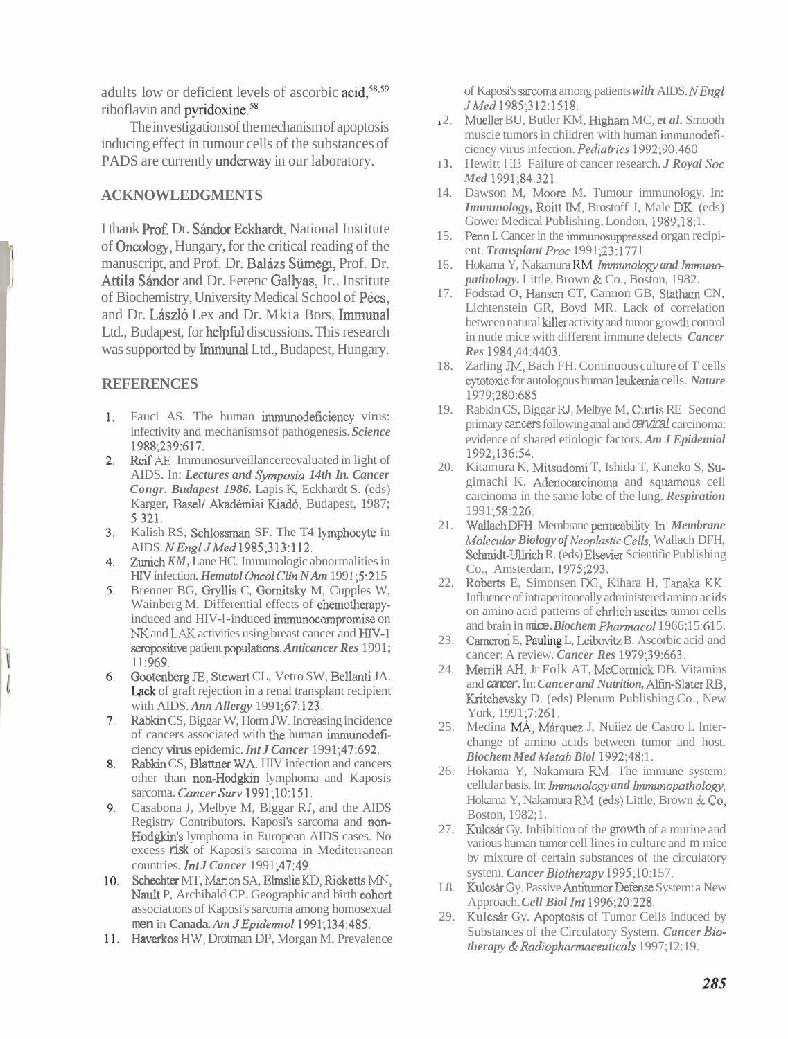adults low or deficient levels of ascorbic acid,[58,59] riboflavin and pyridoxine.[58]

The investigations of the mechanism of apoptosis inducing effect in tumour cells of the substances of PADS are currently underway in our laboratory.

## ACKNOWLEDGMENTS

I thank Prof. Dr. Sándor Eckhardt, National Institute of Oncology, Hungary, for the critical reading of the manuscript, and Prof. Dr. Balázs Sümegi, Prof. Dr. Attila Sándor and Dr. Ferenc Gallyas, Jr., Institute of Biochemistry, University Medical School of Pécs, and Dr. László Lex and Dr. Mkia Bors, Immunal Ltd., Budapest, for helpful discussions. This research was supported by Immunal Ltd., Budapest, Hungary.

## REFERENCES

1. Fauci AS. The human immunodeficiency virus: infectivity and mechanisms of pathogenesis. *Science* 1988;239:617.
2. Reif AE. Immunosurveillance reevaluated in light of AIDS. In: ***Lectures and Symposia 14th In. Cancer Congr. Budapest 1986.*** Lapis K, Eckhardt S. (eds) Karger, Basel/ Akadémiai Kiadó, Budapest, 1987; 5:321.
3. Kalish RS, Schlossman SF. The T4 lymphocyte in AIDS. *N Engl J Med* 1985;313:112.
4. Zunich *KM*, Lane HC. Immunologic abnormalities in HIV infection. *Hematol Oncol Clin N Am* 1991;5:215
5. Brenner BG, Gryllis C, Gornitsky M, Cupples W, Wainberg M. Differential effects of chemotherapy-induced and HIV-1-induced immunocompromise on NK and LAK activities using breast cancer and HIV-1 seropositive patient populations. *Anticancer Res* 1991; 11:969.
6. Gootenberg JE, Stewart CL, Vetro SW, Bellanti JA. Lack of graft rejection in a renal transplant recipient with AIDS. *Ann Allergy* 1991;67:123.
7. Rabkin CS, Biggar W, Horm JW. Increasing incidence of cancers associated with the human immunodeficiency virus epidemic. *Int J Cancer* 1991;47:692.
8. Rabkin CS, Blattner WA. HIV infection and cancers other than non-Hodgkin lymphoma and Kaposis sarcoma. *Cancer Surv* 1991;10:151.
9. Casabona J, Melbye M, Biggar RJ, and the AIDS Registry Contributors. Kaposi's sarcoma and non-Hodgkin's lymphoma in European AIDS cases. No excess risk of Kaposi's sarcoma in Mediterranean countries. *Int J Cancer* 1991;47:49.
10. Schechter MT, Marion SA, Elmslie KD, Ricketts MN, Nault P, Archibald CP. Geographic and birth cohort associations of Kaposi's sarcoma among homosexual men in Canada. *Am J Epidemiol* 1991;134:485.
11. Haverkos HW, Drotman DP, Morgan M. Prevalence of Kaposi's sarcoma among patients *with* AIDS. *N Engl J Med* 1985;312:1518.
12. Mueller BU, Butler KM, Higham MC, *et al.* Smooth muscle tumors in children with human immunodeficiency virus infection. *Pediatrics* 1992;90:460
13. Hewitt HB. Failure of cancer research. *J Royal Soc Med* 1991;84:321.
14. Dawson M, Moore M. Tumour immunology. In: ***Immunology,*** Roitt IM, Brostoff J, Male DK. (eds) Gower Medical Publishing, London, 1989;18:1.
15. Penn I. Cancer in the immunosuppressed organ recipient. *Transplant Proc* 1991;23:1771
16. Hokama Y, Nakamura RM. *Immunology and Immunopathology.* Little, Brown & Co., Boston, 1982.
17. Fodstad O, Hansen CT, Cannon GB, Statham CN, Lichtenstein GR, Boyd MR. Lack of correlation between natural killer activity and tumor growth control in nude mice with different immune defects. *Cancer Res* 1984;44:4403.
18. Zarling JM, Bach FH. Continuous culture of T cells cytotoxic for autologous human leukemia cells. *Nature* 1979;280:685
19. Rabkin CS, Biggar RJ, Melbye M, Curtis RE. Second primary cancers following anal and cervical carcinoma: evidence of shared etiologic factors. *Am J Epidemiol* 1992;136:54.
20. Kitamura K, Mitsudomi T, Ishida T, Kaneko S, Sugimachi K. Adenocarcinoma and squamous cell carcinoma in the same lobe of the lung. *Respiration* 1991;58:226.
21. Wallach DFH. Membrane permeability. In: ***Membrane Molecular Biology of Neoplastic Cells,*** Wallach DFH, Schmidt-Ullrich R. (eds) Elsevier Scientific Publishing Co., Amsterdam, 1975;293.
22. Roberts E, Simonsen DG, Kihara H, Tanaka KK. Influence of intraperitoneally administered amino acids on amino acid patterns of ehrlich ascites tumor cells and brain in mice. *Biochem Pharmacol* 1966;15:615.
23. Cameron E, Pauling L, Leibovitz B. Ascorbic acid and cancer: A review. *Cancer Res* 1979;39:663.
24. Merrill AH, Jr Folk AT, McCormick DB. Vitamins and cancer. In: ***Cancer and Nutrition,*** Alfin-Slater RB, Kritchevsky D. (eds) Plenum Publishing Co., New York, 1991;7:261.
25. Medina MÁ, Márquez J, Nuñez de Castro I. Interchange of amino acids between tumor and host. *Biochem Med Metab Biol* 1992;48:1.
26. Hokama Y, Nakamura RM. The immune system: cellular basis. In: *Immunology and Immunopathology,* Hokama Y, Nakamura RM. (eds) Little, Brown & Co, Boston, 1982;1.
27. Kulcsár Gy. Inhibition of the growth of a murine and various human tumor cell lines in culture and in mice by mixture of certain substances of the circulatory system. *Cancer Biotherapy* 1995;10:157.
28. Kulcsár Gy. Passive Antitumor Defense System: a New Approach. *Cell Biol Int* 1996;20:228.
29. Kulcsár Gy. Apoptosis of Tumor Cells Induced by Substances of the Circulatory System. *Cancer Biotherapy & Radiopharmaceuticals* 1997;12:19.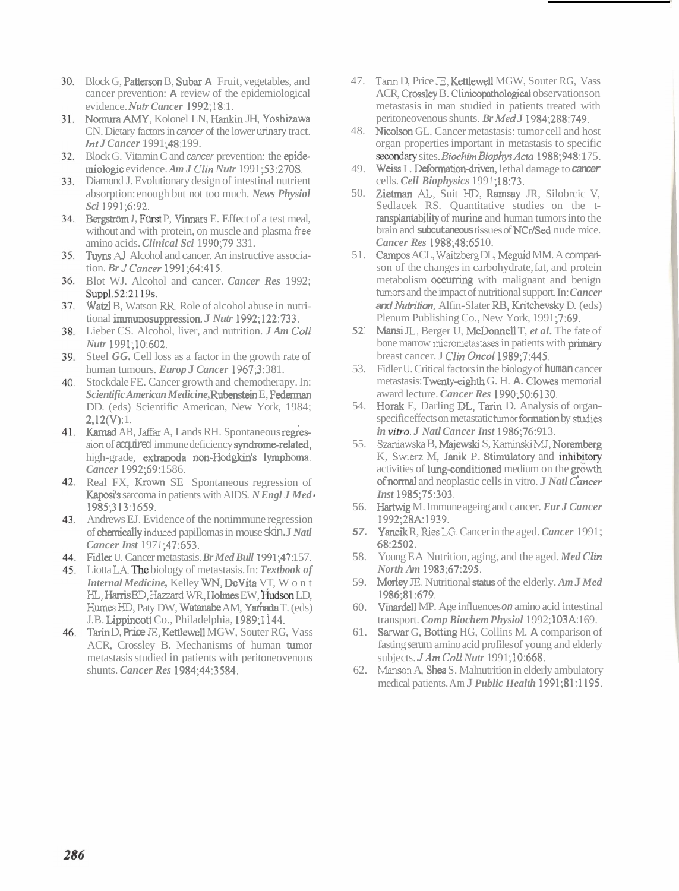30. Block G, Patterson B, Subar A Fruit, vegetables, and cancer prevention: A review of the epidemiological evidence. *Nutr Cancer* 1992;18:1.
31. Nomura AMY, Kolonel LN, Hankin JH, Yoshizawa CN. Dietary factors in cancer of the lower urinary tract. *Int J Cancer* 1991;48:199.
32. Block G. Vitamin C and cancer prevention: the epidemiologic evidence. *Am J Clin Nutr* 1991;53:270S.
33. Diamond J. Evolutionary design of intestinal nutrient absorption: enough but not too much. *News Physiol Sci* 1991;6:92.
34. Bergström J, Fürst P, Vinnars E. Effect of a test meal, without and with protein, on muscle and plasma free amino acids. *Clinical Sci* 1990;79:331.
35. Tuyns AJ. Alcohol and cancer. An instructive association. *Br J Cancer* 1991;64:415.
36. Blot WJ. Alcohol and cancer. *Cancer Res* 1992; Suppl.52:2119s.
37. Watzl B, Watson RR. Role of alcohol abuse in nutritional immunosuppression. *J Nutr* 1992;122:733.
38. Lieber CS. Alcohol, liver, and nutrition. *J Am Coll Nutr* 1991;10:602.
39. Steel GG. Cell loss as a factor in the growth rate of human tumours. *Europ J Cancer* 1967;3:381.
40. Stockdale FE. Cancer growth and chemotherapy. In: *Scientific American Medicine,* Rubenstein E, Federman DD. (eds) Scientific American, New York, 1984; 2,12(V):1.
41. Kamad AB, Jaffar A, Lands RH. Spontaneous regression of acquired immune deficiency syndrome-related, high-grade, extranoda non-Hodgkin's lymphoma. *Cancer* 1992;69:1586.
42. Real FX, Krown SE Spontaneous regression of Kaposi's sarcoma in patients with AIDS. *N Engl J Med* 1985;313:1659.
43. Andrews EJ. Evidence of the nonimmune regression of chemically induced papillomas in mouse skin. *J Natl Cancer Inst* 1971;47:653.
44. Fidler U. Cancer metastasis. *Br Med Bull* 1991;47:157.
45. Liotta LA. The biology of metastasis. In: *Textbook of Internal Medicine,* Kelley WN, DeVita VT, Wont HL, Harris ED, Hazzard WR, Holmes EW, Hudson LD, Humes HD, Paty DW, Watanabe AM, Yamada T. (eds) J.B. Lippincott Co., Philadelphia, 1989;1144.
46. Tarin D, Price JE, Kettlewell MGW, Souter RG, Vass ACR, Crossley B. Mechanisms of human tumor metastasis studied in patients with peritoneovenous shunts. *Cancer Res* 1984;44:3584.
47. Tarin D, Price JE, Kettlewell MGW, Souter RG, Vass ACR, Crossley B. Clinicopathological observations on metastasis in man studied in patients treated with peritoneovenous shunts. *Br Med J* 1984;288:749.
48. Nicolson GL. Cancer metastasis: tumor cell and host organ properties important in metastasis to specific secondary sites. *Biochim Biophys Acta* 1988;948:175.
49. Weiss L. Deformation-driven, lethal damage to cancer cells. *Cell Biophysics* 1991;18:73.
50. Zietman AL, Suit HD, Ramsay JR, Silobrcic V, Sedlacek RS. Quantitative studies on the transplantability of murine and human tumors into the brain and subcutaneous tissues of NCr/Sed nude mice. *Cancer Res* 1988;48:6510.
51. Campos ACL, Waitzberg DL, Meguid MM. A comparison of the changes in carbohydrate, fat, and protein metabolism occurring with malignant and benign tumors and the impact of nutritional support. In: *Cancer and Nutrition,* Alfin-Slater RB, Kritchevsky D. (eds) Plenum Publishing Co., New York, 1991;7:69.
52. Mansi JL, Berger U, McDonnell T, *et al.* The fate of bone marrow micrometastases in patients with primary breast cancer. *J Clin Oncol* 1989;7:445.
53. Fidler U. Critical factors in the biology of human cancer metastasis: Twenty-eighth G. H. A. Clowes memorial award lecture. *Cancer Res* 1990;50:6130.
54. Horak E, Darling DL, Tarin D. Analysis of organ-specific effects on metastatic tumor formation by studies *in vitro*. *J Natl Cancer Inst* 1986;76:913.
55. Szaniawska B, Majewski S, Kaminski MJ, Noremberg K, Swierz M, Janik P. Stimulatory and inhibitory activities of lung-conditioned medium on the growth of normal and neoplastic cells in vitro. *J Natl Cancer Inst* 1985;75:303.
56. Hartwig M. Immune ageing and cancer. *Eur J Cancer* 1992;28A:1939.
57. Yancik R, Ries LG. Cancer in the aged. *Cancer* 1991; 68:2502.
58. Young EA Nutrition, aging, and the aged. *Med Clin North Am* 1983;67:295.
59. Morley JE. Nutritional status of the elderly. *Am J Med* 1986;81:679.
60. Vinardell MP. Age influences on amino acid intestinal transport. *Comp Biochem Physiol* 1992;103A:169.
61. Sarwar G, Botting HG, Collins M. A comparison of fasting serum amino acid profiles of young and elderly subjects. *J Am Coll Nutr* 1991;10:668.
62. Manson A, Shea S. Malnutrition in elderly ambulatory medical patients. *Am J Public Health* 1991;81:1195.